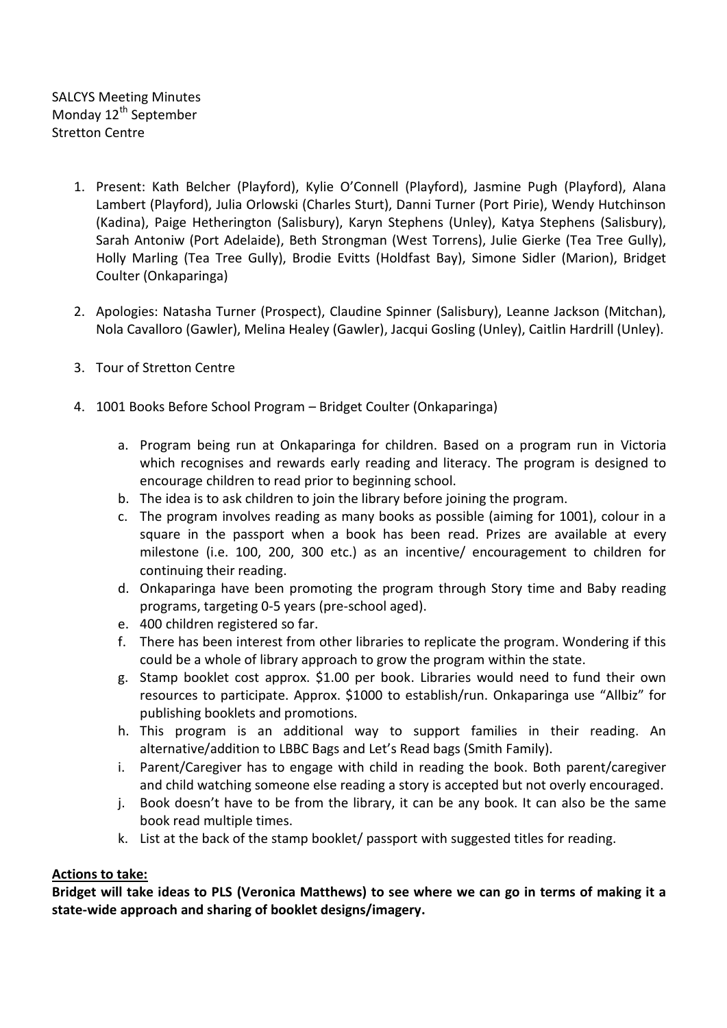SALCYS Meeting Minutes
Monday 12th September
Stretton Centre

1. Present: Kath Belcher (Playford), Kylie O'Connell (Playford), Jasmine Pugh (Playford), Alana Lambert (Playford), Julia Orlowski (Charles Sturt), Danni Turner (Port Pirie), Wendy Hutchinson (Kadina), Paige Hetherington (Salisbury), Karyn Stephens (Unley), Katya Stephens (Salisbury), Sarah Antoniw (Port Adelaide), Beth Strongman (West Torrens), Julie Gierke (Tea Tree Gully), Holly Marling (Tea Tree Gully), Brodie Evitts (Holdfast Bay), Simone Sidler (Marion), Bridget Coulter (Onkaparinga)

2. Apologies: Natasha Turner (Prospect), Claudine Spinner (Salisbury), Leanne Jackson (Mitchan), Nola Cavalloro (Gawler), Melina Healey (Gawler), Jacqui Gosling (Unley), Caitlin Hardrill (Unley).

3. Tour of Stretton Centre

4. 1001 Books Before School Program – Bridget Coulter (Onkaparinga)

    a. Program being run at Onkaparinga for children. Based on a program run in Victoria which recognises and rewards early reading and literacy. The program is designed to encourage children to read prior to beginning school.
    b. The idea is to ask children to join the library before joining the program.
    c. The program involves reading as many books as possible (aiming for 1001), colour in a square in the passport when a book has been read. Prizes are available at every milestone (i.e. 100, 200, 300 etc.) as an incentive/ encouragement to children for continuing their reading.
    d. Onkaparinga have been promoting the program through Story time and Baby reading programs, targeting 0-5 years (pre-school aged).
    e. 400 children registered so far.
    f. There has been interest from other libraries to replicate the program. Wondering if this could be a whole of library approach to grow the program within the state.
    g. Stamp booklet cost approx. $1.00 per book. Libraries would need to fund their own resources to participate. Approx. $1000 to establish/run. Onkaparinga use "Allbiz" for publishing booklets and promotions.
    h. This program is an additional way to support families in their reading. An alternative/addition to LBBC Bags and Let's Read bags (Smith Family).
    i. Parent/Caregiver has to engage with child in reading the book. Both parent/caregiver and child watching someone else reading a story is accepted but not overly encouraged.
    j. Book doesn't have to be from the library, it can be any book. It can also be the same book read multiple times.
    k. List at the back of the stamp booklet/ passport with suggested titles for reading.

**Actions to take:**

**Bridget will take ideas to PLS (Veronica Matthews) to see where we can go in terms of making it a state-wide approach and sharing of booklet designs/imagery.**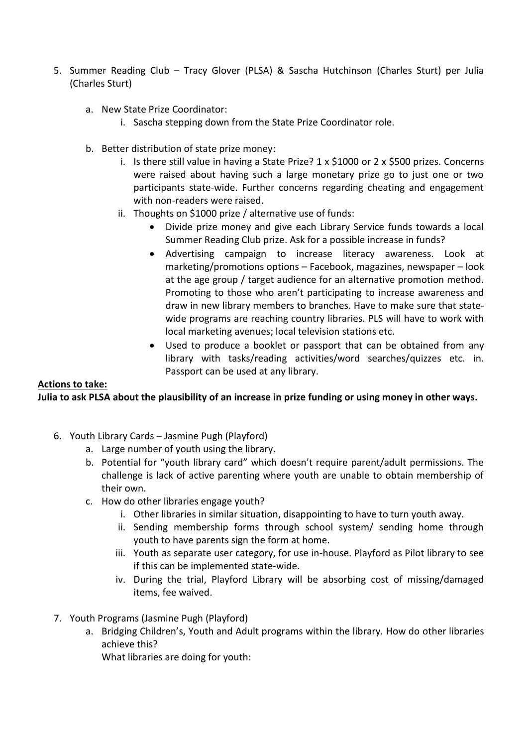5. Summer Reading Club – Tracy Glover (PLSA) & Sascha Hutchinson (Charles Sturt) per Julia (Charles Sturt)

   a. New State Prize Coordinator:
      i. Sascha stepping down from the State Prize Coordinator role.

   b. Better distribution of state prize money:
      i. Is there still value in having a State Prize? 1 x $1000 or 2 x $500 prizes. Concerns were raised about having such a large monetary prize go to just one or two participants state-wide. Further concerns regarding cheating and engagement with non-readers were raised.
      ii. Thoughts on $1000 prize / alternative use of funds:
         - Divide prize money and give each Library Service funds towards a local Summer Reading Club prize. Ask for a possible increase in funds?
         - Advertising campaign to increase literacy awareness. Look at marketing/promotions options – Facebook, magazines, newspaper – look at the age group / target audience for an alternative promotion method. Promoting to those who aren't participating to increase awareness and draw in new library members to branches. Have to make sure that state-wide programs are reaching country libraries. PLS will have to work with local marketing avenues; local television stations etc.
         - Used to produce a booklet or passport that can be obtained from any library with tasks/reading activities/word searches/quizzes etc. in. Passport can be used at any library.

**<u>Actions to take:</u>**
**Julia to ask PLSA about the plausibility of an increase in prize funding or using money in other ways.**

6. Youth Library Cards – Jasmine Pugh (Playford)
   a. Large number of youth using the library.
   b. Potential for "youth library card" which doesn't require parent/adult permissions. The challenge is lack of active parenting where youth are unable to obtain membership of their own.
   c. How do other libraries engage youth?
      i. Other libraries in similar situation, disappointing to have to turn youth away.
      ii. Sending membership forms through school system/ sending home through youth to have parents sign the form at home.
      iii. Youth as separate user category, for use in-house. Playford as Pilot library to see if this can be implemented state-wide.
      iv. During the trial, Playford Library will be absorbing cost of missing/damaged items, fee waived.

7. Youth Programs (Jasmine Pugh (Playford)
   a. Bridging Children's, Youth and Adult programs within the library. How do other libraries achieve this?
      What libraries are doing for youth: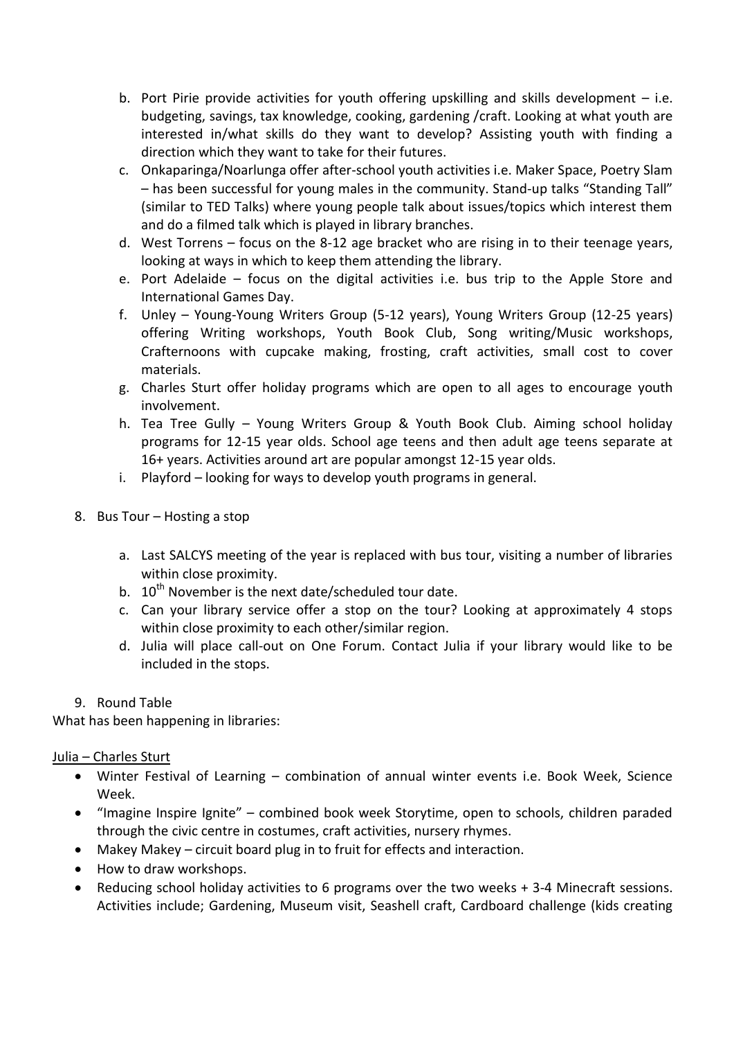b. Port Pirie provide activities for youth offering upskilling and skills development – i.e. budgeting, savings, tax knowledge, cooking, gardening /craft. Looking at what youth are interested in/what skills do they want to develop? Assisting youth with finding a direction which they want to take for their futures.
c. Onkaparinga/Noarlunga offer after-school youth activities i.e. Maker Space, Poetry Slam – has been successful for young males in the community. Stand-up talks "Standing Tall" (similar to TED Talks) where young people talk about issues/topics which interest them and do a filmed talk which is played in library branches.
d. West Torrens – focus on the 8-12 age bracket who are rising in to their teenage years, looking at ways in which to keep them attending the library.
e. Port Adelaide – focus on the digital activities i.e. bus trip to the Apple Store and International Games Day.
f. Unley – Young-Young Writers Group (5-12 years), Young Writers Group (12-25 years) offering Writing workshops, Youth Book Club, Song writing/Music workshops, Crafternoons with cupcake making, frosting, craft activities, small cost to cover materials.
g. Charles Sturt offer holiday programs which are open to all ages to encourage youth involvement.
h. Tea Tree Gully – Young Writers Group & Youth Book Club. Aiming school holiday programs for 12-15 year olds. School age teens and then adult age teens separate at 16+ years. Activities around art are popular amongst 12-15 year olds.
i. Playford – looking for ways to develop youth programs in general.

8. Bus Tour – Hosting a stop

   a. Last SALCYS meeting of the year is replaced with bus tour, visiting a number of libraries within close proximity.
   b. 10th November is the next date/scheduled tour date.
   c. Can your library service offer a stop on the tour? Looking at approximately 4 stops within close proximity to each other/similar region.
   d. Julia will place call-out on One Forum. Contact Julia if your library would like to be included in the stops.

9. Round Table

What has been happening in libraries:

<u>Julia – Charles Sturt</u>

- Winter Festival of Learning – combination of annual winter events i.e. Book Week, Science Week.
- "Imagine Inspire Ignite" – combined book week Storytime, open to schools, children paraded through the civic centre in costumes, craft activities, nursery rhymes.
- Makey Makey – circuit board plug in to fruit for effects and interaction.
- How to draw workshops.
- Reducing school holiday activities to 6 programs over the two weeks + 3-4 Minecraft sessions. Activities include; Gardening, Museum visit, Seashell craft, Cardboard challenge (kids creating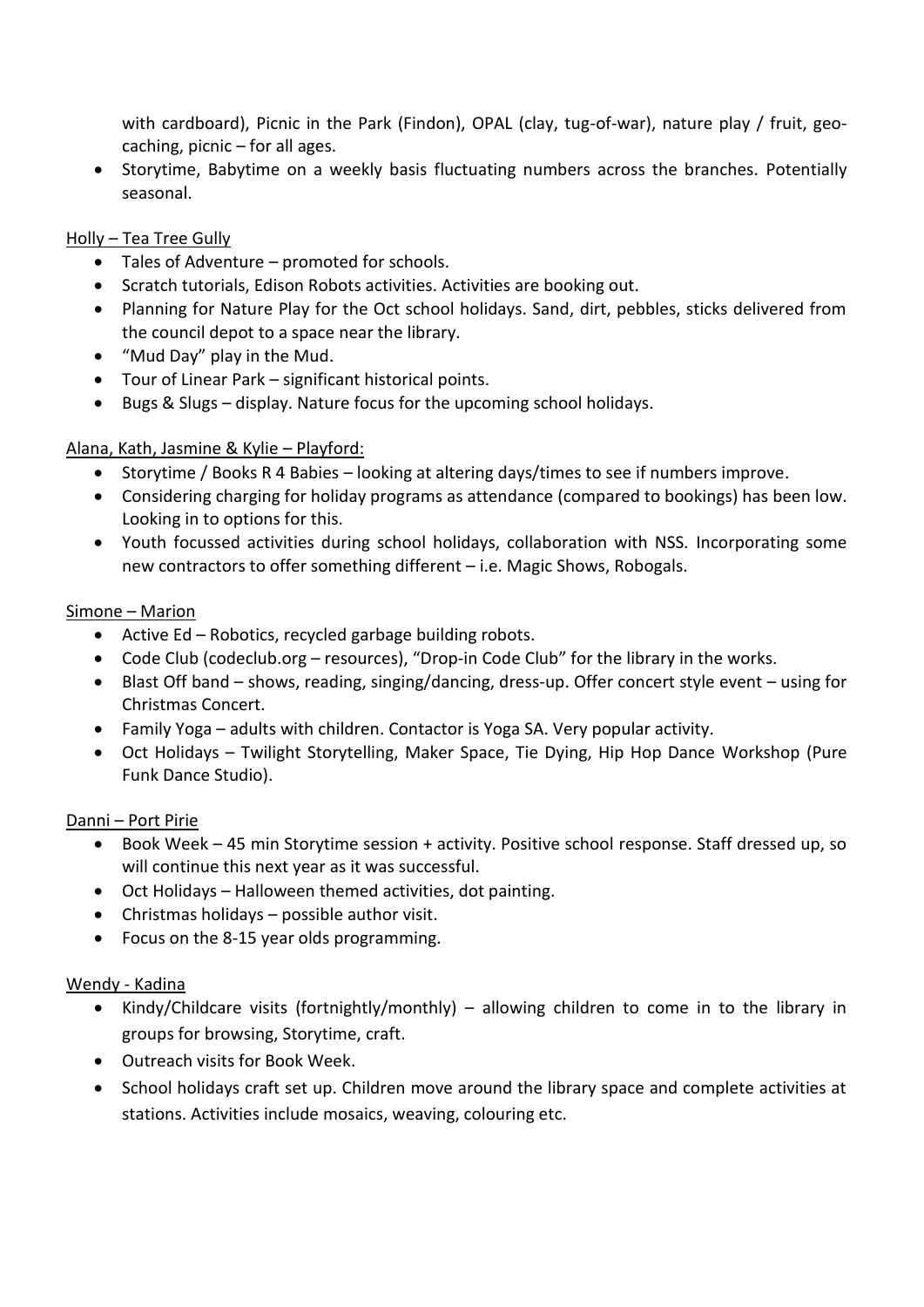with cardboard), Picnic in the Park (Findon), OPAL (clay, tug-of-war), nature play / fruit, geo-caching, picnic – for all ages.

- Storytime, Babytime on a weekly basis fluctuating numbers across the branches. Potentially seasonal.

<u>Holly – Tea Tree Gully</u>

- Tales of Adventure – promoted for schools.
- Scratch tutorials, Edison Robots activities. Activities are booking out.
- Planning for Nature Play for the Oct school holidays. Sand, dirt, pebbles, sticks delivered from the council depot to a space near the library.
- "Mud Day" play in the Mud.
- Tour of Linear Park – significant historical points.
- Bugs & Slugs – display. Nature focus for the upcoming school holidays.

<u>Alana, Kath, Jasmine & Kylie – Playford:</u>

- Storytime / Books R 4 Babies – looking at altering days/times to see if numbers improve.
- Considering charging for holiday programs as attendance (compared to bookings) has been low. Looking in to options for this.
- Youth focussed activities during school holidays, collaboration with NSS. Incorporating some new contractors to offer something different – i.e. Magic Shows, Robogals.

<u>Simone – Marion</u>

- Active Ed – Robotics, recycled garbage building robots.
- Code Club (codeclub.org – resources), "Drop-in Code Club" for the library in the works.
- Blast Off band – shows, reading, singing/dancing, dress-up. Offer concert style event – using for Christmas Concert.
- Family Yoga – adults with children. Contactor is Yoga SA. Very popular activity.
- Oct Holidays – Twilight Storytelling, Maker Space, Tie Dying, Hip Hop Dance Workshop (Pure Funk Dance Studio).

<u>Danni – Port Pirie</u>

- Book Week – 45 min Storytime session + activity. Positive school response. Staff dressed up, so will continue this next year as it was successful.
- Oct Holidays – Halloween themed activities, dot painting.
- Christmas holidays – possible author visit.
- Focus on the 8-15 year olds programming.

<u>Wendy - Kadina</u>

- Kindy/Childcare visits (fortnightly/monthly) – allowing children to come in to the library in groups for browsing, Storytime, craft.
- Outreach visits for Book Week.
- School holidays craft set up. Children move around the library space and complete activities at stations. Activities include mosaics, weaving, colouring etc.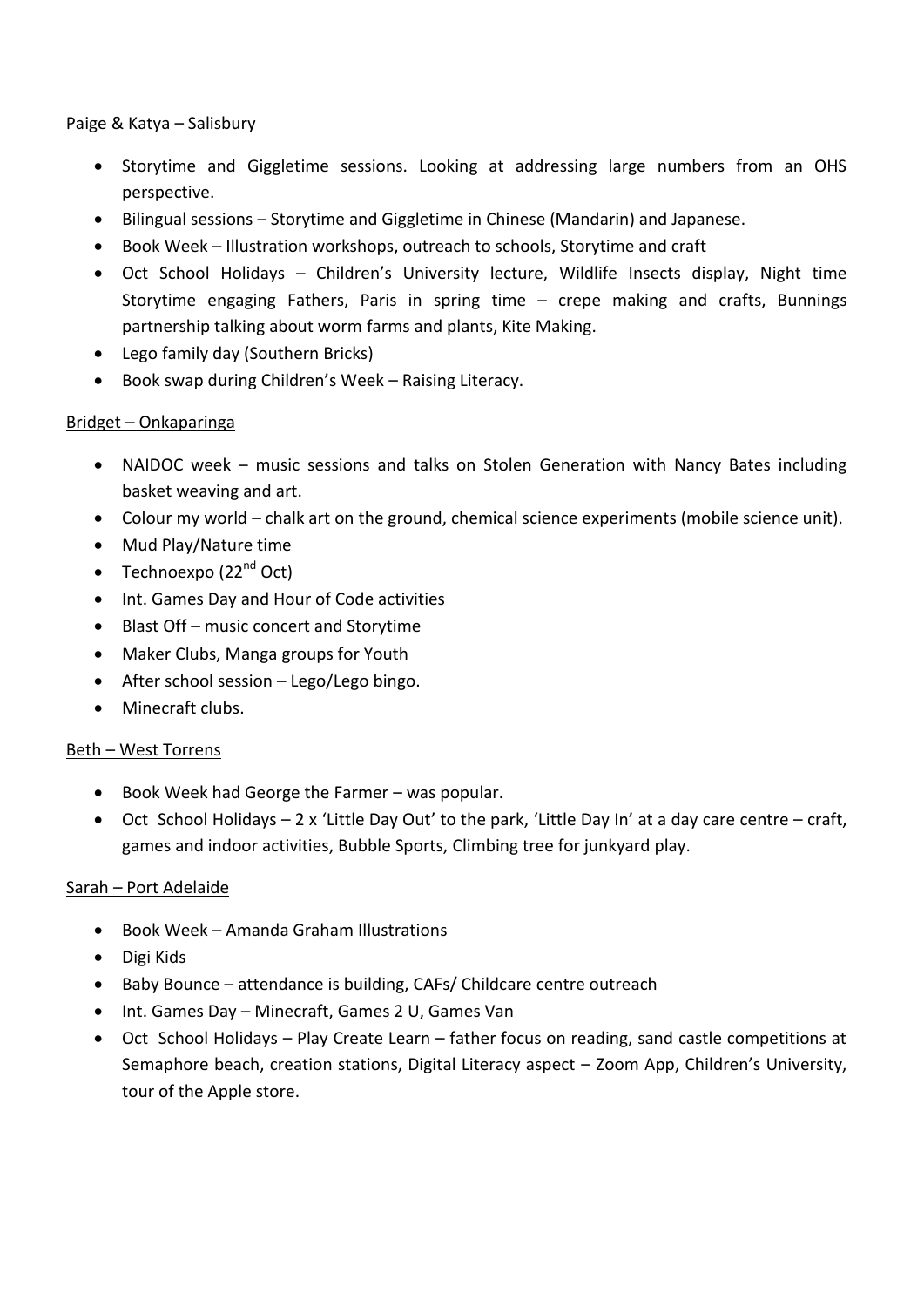Paige & Katya – Salisbury

- Storytime and Giggletime sessions. Looking at addressing large numbers from an OHS perspective.
- Bilingual sessions – Storytime and Giggletime in Chinese (Mandarin) and Japanese.
- Book Week – Illustration workshops, outreach to schools, Storytime and craft
- Oct School Holidays – Children's University lecture, Wildlife Insects display, Night time Storytime engaging Fathers, Paris in spring time – crepe making and crafts, Bunnings partnership talking about worm farms and plants, Kite Making.
- Lego family day (Southern Bricks)
- Book swap during Children's Week – Raising Literacy.

Bridget – Onkaparinga

- NAIDOC week – music sessions and talks on Stolen Generation with Nancy Bates including basket weaving and art.
- Colour my world – chalk art on the ground, chemical science experiments (mobile science unit).
- Mud Play/Nature time
- Technoexpo (22nd Oct)
- Int. Games Day and Hour of Code activities
- Blast Off – music concert and Storytime
- Maker Clubs, Manga groups for Youth
- After school session – Lego/Lego bingo.
- Minecraft clubs.

Beth – West Torrens

- Book Week had George the Farmer – was popular.
- Oct School Holidays – 2 x 'Little Day Out' to the park, 'Little Day In' at a day care centre – craft, games and indoor activities, Bubble Sports, Climbing tree for junkyard play.

Sarah – Port Adelaide

- Book Week – Amanda Graham Illustrations
- Digi Kids
- Baby Bounce – attendance is building, CAFs/ Childcare centre outreach
- Int. Games Day – Minecraft, Games 2 U, Games Van
- Oct School Holidays – Play Create Learn – father focus on reading, sand castle competitions at Semaphore beach, creation stations, Digital Literacy aspect – Zoom App, Children's University, tour of the Apple store.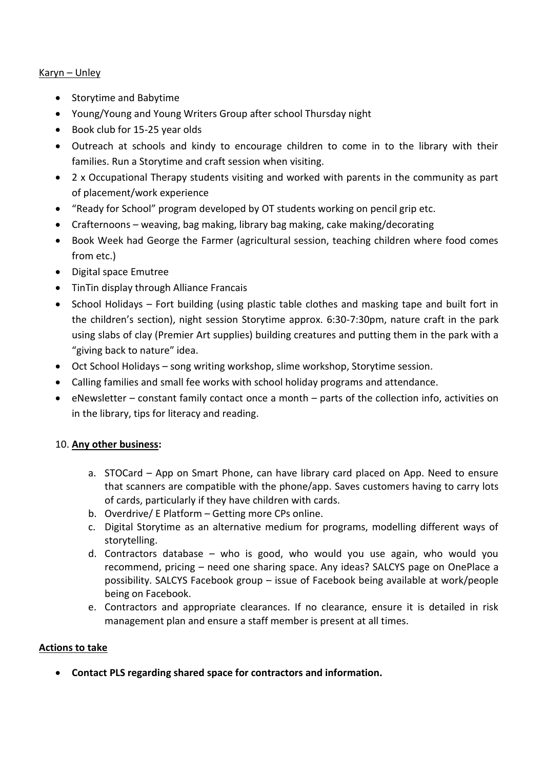Karyn – Unley

- Storytime and Babytime
- Young/Young and Young Writers Group after school Thursday night
- Book club for 15-25 year olds
- Outreach at schools and kindy to encourage children to come in to the library with their families. Run a Storytime and craft session when visiting.
- 2 x Occupational Therapy students visiting and worked with parents in the community as part of placement/work experience
- "Ready for School" program developed by OT students working on pencil grip etc.
- Crafternoons – weaving, bag making, library bag making, cake making/decorating
- Book Week had George the Farmer (agricultural session, teaching children where food comes from etc.)
- Digital space Emutree
- TinTin display through Alliance Francais
- School Holidays – Fort building (using plastic table clothes and masking tape and built fort in the children's section), night session Storytime approx. 6:30-7:30pm, nature craft in the park using slabs of clay (Premier Art supplies) building creatures and putting them in the park with a "giving back to nature" idea.
- Oct School Holidays – song writing workshop, slime workshop, Storytime session.
- Calling families and small fee works with school holiday programs and attendance.
- eNewsletter – constant family contact once a month – parts of the collection info, activities on in the library, tips for literacy and reading.

10. **Any other business:**

   a. STOCard – App on Smart Phone, can have library card placed on App. Need to ensure that scanners are compatible with the phone/app. Saves customers having to carry lots of cards, particularly if they have children with cards.
   b. Overdrive/ E Platform – Getting more CPs online.
   c. Digital Storytime as an alternative medium for programs, modelling different ways of storytelling.
   d. Contractors database – who is good, who would you use again, who would you recommend, pricing – need one sharing space. Any ideas? SALCYS page on OnePlace a possibility. SALCYS Facebook group – issue of Facebook being available at work/people being on Facebook.
   e. Contractors and appropriate clearances. If no clearance, ensure it is detailed in risk management plan and ensure a staff member is present at all times.

**Actions to take**

- **Contact PLS regarding shared space for contractors and information.**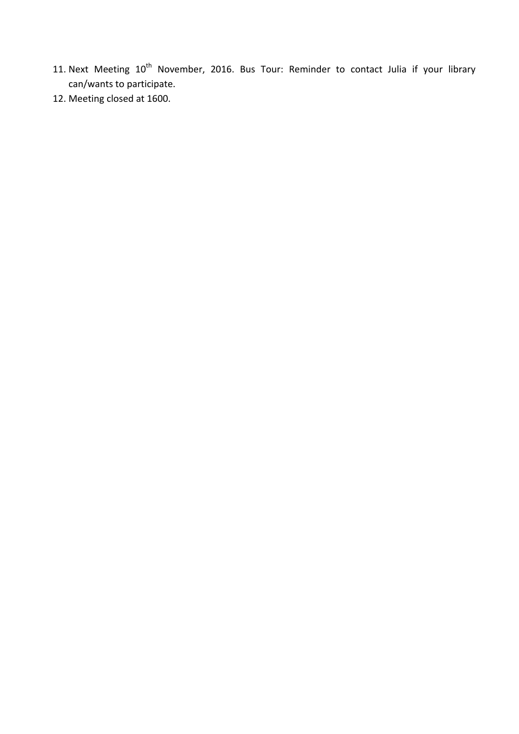11. Next Meeting 10th November, 2016. Bus Tour: Reminder to contact Julia if your library can/wants to participate.
12. Meeting closed at 1600.